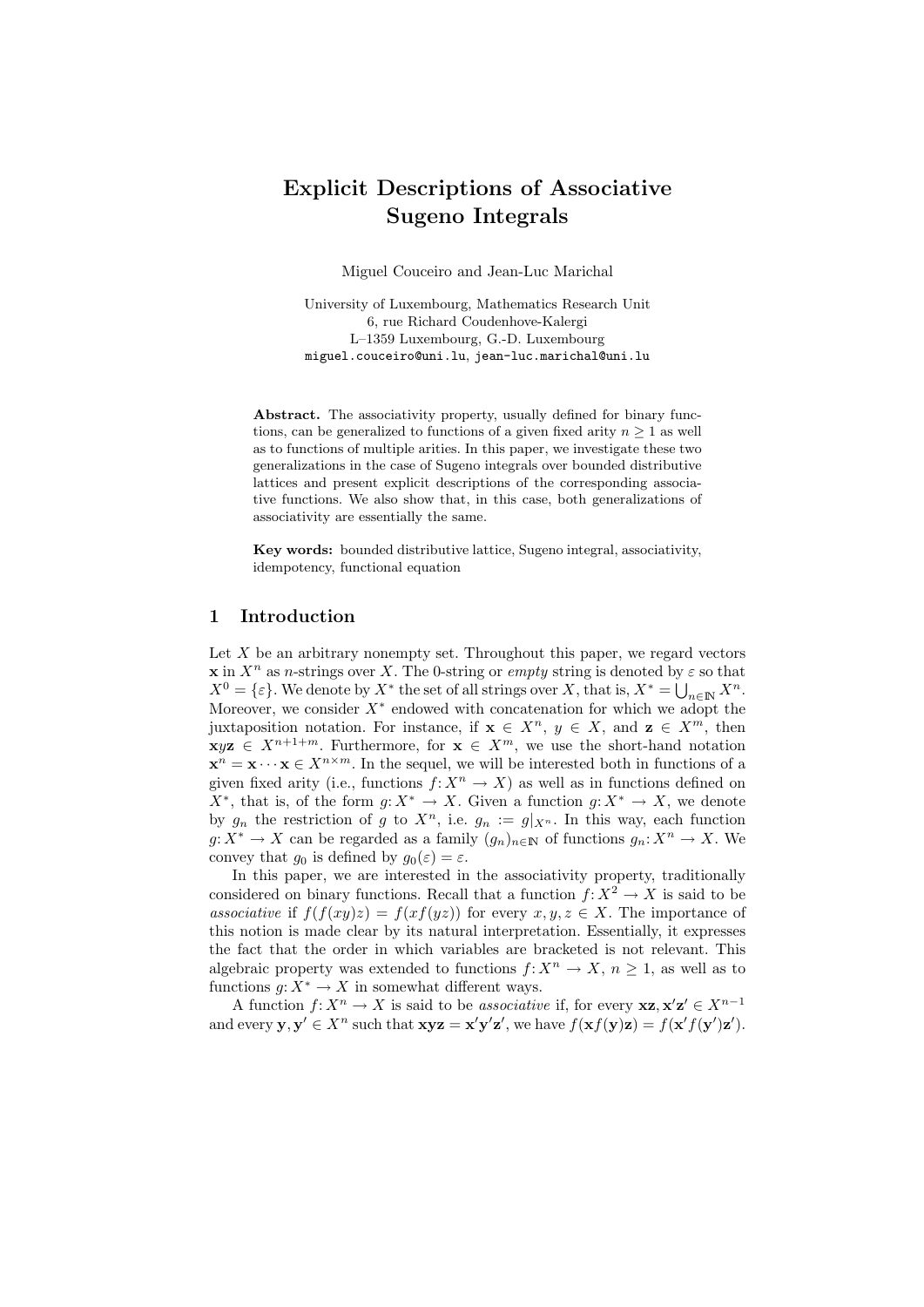# Explicit Descriptions of Associative Sugeno Integrals

Miguel Couceiro and Jean-Luc Marichal

University of Luxembourg, Mathematics Research Unit
6, rue Richard Coudenhove-Kalergi
L–1359 Luxembourg, G.-D. Luxembourg
miguel.couceiro@uni.lu, jean-luc.marichal@uni.lu

**Abstract.** The associativity property, usually defined for binary functions, can be generalized to functions of a given fixed arity $n \geq 1$ as well as to functions of multiple arities. In this paper, we investigate these two generalizations in the case of Sugeno integrals over bounded distributive lattices and present explicit descriptions of the corresponding associative functions. We also show that, in this case, both generalizations of associativity are essentially the same.

**Key words:** bounded distributive lattice, Sugeno integral, associativity, idempotency, functional equation

## 1 Introduction

Let $X$ be an arbitrary nonempty set. Throughout this paper, we regard vectors $\mathbf{x}$ in $X^n$ as $n$-strings over $X$. The 0-string or *empty* string is denoted by $\varepsilon$ so that $X^0 = \{\varepsilon\}$. We denote by $X^*$ the set of all strings over $X$, that is, $X^* = \bigcup_{n \in \mathbb{N}} X^n$. Moreover, we consider $X^*$ endowed with concatenation for which we adopt the juxtaposition notation. For instance, if $\mathbf{x} \in X^n$, $y \in X$, and $\mathbf{z} \in X^m$, then $\mathbf{x}y\mathbf{z} \in X^{n+1+m}$. Furthermore, for $\mathbf{x} \in X^m$, we use the short-hand notation $\mathbf{x}^n = \mathbf{x} \cdots \mathbf{x} \in X^{n \times m}$. In the sequel, we will be interested both in functions of a given fixed arity (i.e., functions $f\colon X^n \to X$) as well as in functions defined on $X^*$, that is, of the form $g\colon X^* \to X$. Given a function $g\colon X^* \to X$, we denote by $g_n$ the restriction of $g$ to $X^n$, i.e. $g_n := g|_{X^n}$. In this way, each function $g\colon X^* \to X$ can be regarded as a family $(g_n)_{n \in \mathbb{N}}$ of functions $g_n\colon X^n \to X$. We convey that $g_0$ is defined by $g_0(\varepsilon) = \varepsilon$.

In this paper, we are interested in the associativity property, traditionally considered on binary functions. Recall that a function $f\colon X^2 \to X$ is said to be *associative* if $f(f(xy)z) = f(xf(yz))$ for every $x, y, z \in X$. The importance of this notion is made clear by its natural interpretation. Essentially, it expresses the fact that the order in which variables are bracketed is not relevant. This algebraic property was extended to functions $f\colon X^n \to X$, $n \geq 1$, as well as to functions $g\colon X^* \to X$ in somewhat different ways.

A function $f\colon X^n \to X$ is said to be *associative* if, for every $\mathbf{x}\mathbf{z}, \mathbf{x}'\mathbf{z}' \in X^{n-1}$ and every $\mathbf{y}, \mathbf{y}' \in X^n$ such that $\mathbf{x}\mathbf{y}\mathbf{z} = \mathbf{x}'\mathbf{y}'\mathbf{z}'$, we have $f(\mathbf{x}f(\mathbf{y})\mathbf{z}) = f(\mathbf{x}'f(\mathbf{y}')\mathbf{z}')$.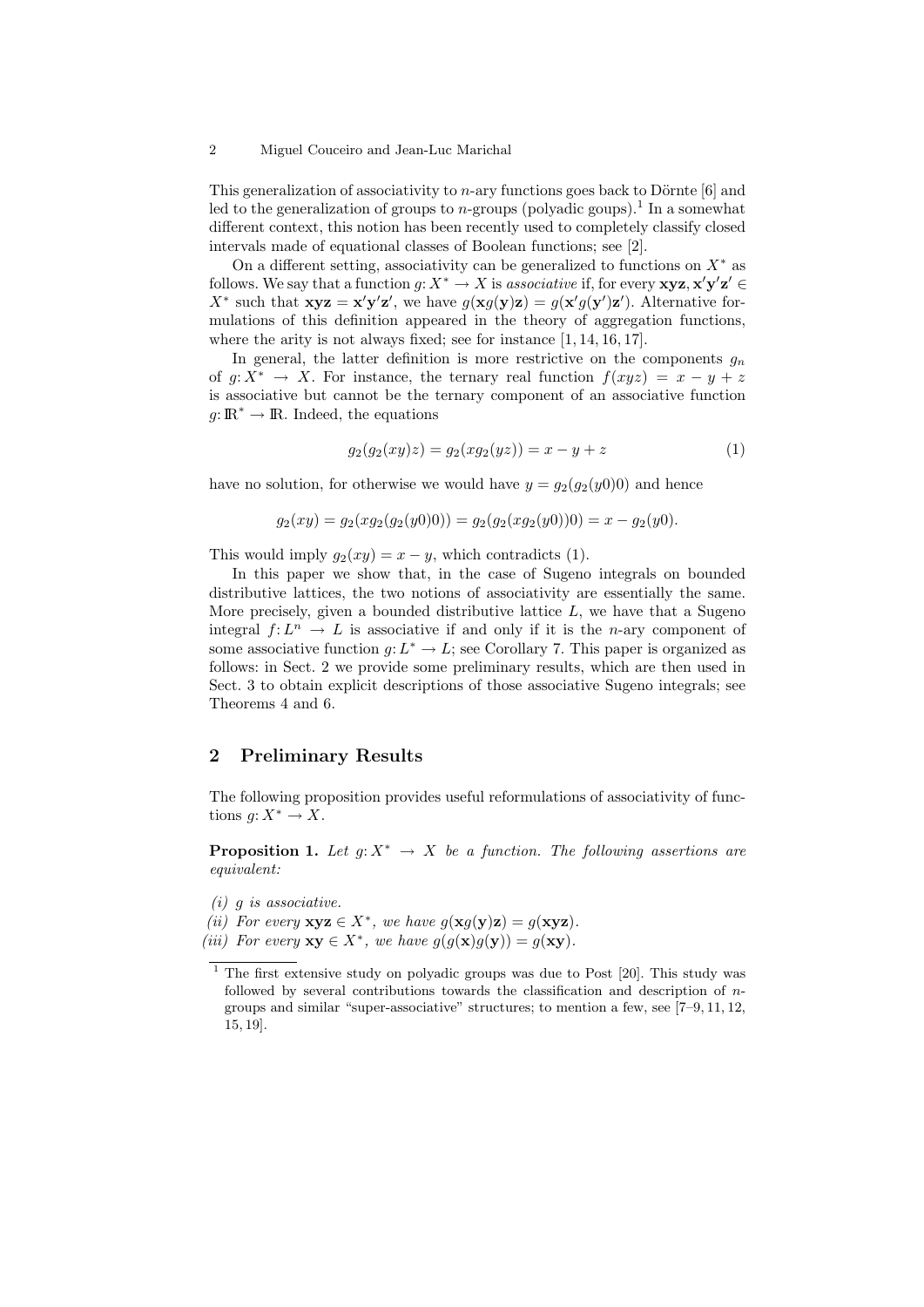This generalization of associativity to $n$-ary functions goes back to Dörnte [6] and led to the generalization of groups to $n$-groups (polyadic goups).[1] In a somewhat different context, this notion has been recently used to completely classify closed intervals made of equational classes of Boolean functions; see [2].

On a different setting, associativity can be generalized to functions on $X^*$ as follows. We say that a function $g\colon X^* \to X$ is *associative* if, for every $\mathbf{xyz}, \mathbf{x'y'z'} \in X^*$ such that $\mathbf{xyz} = \mathbf{x'y'z'}$, we have $g(\mathbf{x}g(\mathbf{y})\mathbf{z}) = g(\mathbf{x'}g(\mathbf{y'})\mathbf{z'})$. Alternative formulations of this definition appeared in the theory of aggregation functions, where the arity is not always fixed; see for instance [1, 14, 16, 17].

In general, the latter definition is more restrictive on the components $g_n$ of $g\colon X^* \to X$. For instance, the ternary real function $f(xyz) = x - y + z$ is associative but cannot be the ternary component of an associative function $g\colon \mathbb{R}^* \to \mathbb{R}$. Indeed, the equations

$$g_2(g_2(xy)z) = g_2(xg_2(yz)) = x - y + z \tag{1}$$

have no solution, for otherwise we would have $y = g_2(g_2(y0)0)$ and hence

$$g_2(xy) = g_2(xg_2(g_2(y0)0)) = g_2(g_2(xg_2(y0))0) = x - g_2(y0).$$

This would imply $g_2(xy) = x - y$, which contradicts (1).

In this paper we show that, in the case of Sugeno integrals on bounded distributive lattices, the two notions of associativity are essentially the same. More precisely, given a bounded distributive lattice $L$, we have that a Sugeno integral $f\colon L^n \to L$ is associative if and only if it is the $n$-ary component of some associative function $g\colon L^* \to L$; see Corollary 7. This paper is organized as follows: in Sect. 2 we provide some preliminary results, which are then used in Sect. 3 to obtain explicit descriptions of those associative Sugeno integrals; see Theorems 4 and 6.

## 2 Preliminary Results

The following proposition provides useful reformulations of associativity of functions $g\colon X^* \to X$.

**Proposition 1.** *Let $g\colon X^* \to X$ be a function. The following assertions are equivalent:*

*(i) $g$ is associative.*
*(ii) For every $\mathbf{xyz} \in X^*$, we have $g(\mathbf{x}g(\mathbf{y})\mathbf{z}) = g(\mathbf{xyz})$.*
*(iii) For every $\mathbf{xy} \in X^*$, we have $g(g(\mathbf{x})g(\mathbf{y})) = g(\mathbf{xy})$.*

[1] The first extensive study on polyadic groups was due to Post [20]. This study was followed by several contributions towards the classification and description of $n$-groups and similar "super-associative" structures; to mention a few, see [7–9, 11, 12, 15, 19].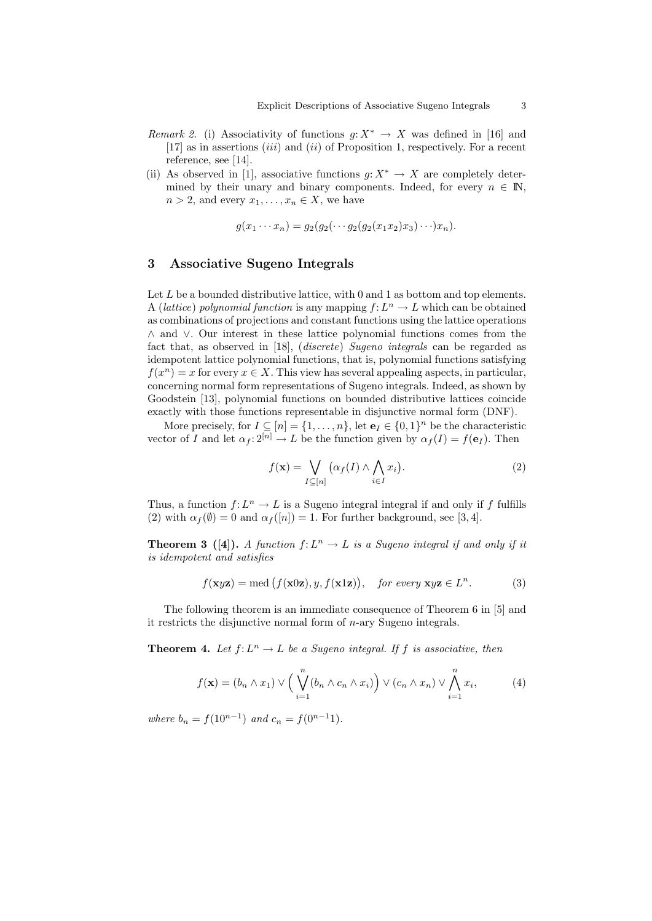*Remark 2.* (i) Associativity of functions $g: X^* \to X$ was defined in [16] and [17] as in assertions (*iii*) and (*ii*) of Proposition 1, respectively. For a recent reference, see [14].

(ii) As observed in [1], associative functions $g: X^* \to X$ are completely determined by their unary and binary components. Indeed, for every $n \in \mathbb{N}$, $n > 2$, and every $x_1, \ldots, x_n \in X$, we have

$$g(x_1 \cdots x_n) = g_2(g_2(\cdots g_2(g_2(x_1 x_2) x_3) \cdots) x_n).$$

## 3 Associative Sugeno Integrals

Let $L$ be a bounded distributive lattice, with 0 and 1 as bottom and top elements. A (*lattice*) *polynomial function* is any mapping $f: L^n \to L$ which can be obtained as combinations of projections and constant functions using the lattice operations $\wedge$ and $\vee$. Our interest in these lattice polynomial functions comes from the fact that, as observed in [18], (*discrete*) *Sugeno integrals* can be regarded as idempotent lattice polynomial functions, that is, polynomial functions satisfying $f(x^n) = x$ for every $x \in X$. This view has several appealing aspects, in particular, concerning normal form representations on Sugeno integrals. Indeed, as shown by Goodstein [13], polynomial functions on bounded distributive lattices coincide exactly with those functions representable in disjunctive normal form (DNF).

More precisely, for $I \subseteq [n] = \{1, \ldots, n\}$, let $\mathbf{e}_I \in \{0,1\}^n$ be the characteristic vector of $I$ and let $\alpha_f: 2^{[n]} \to L$ be the function given by $\alpha_f(I) = f(\mathbf{e}_I)$. Then

$$f(\mathbf{x}) = \bigvee_{I \subseteq [n]} \big(\alpha_f(I) \wedge \bigwedge_{i \in I} x_i\big). \tag{2}$$

Thus, a function $f: L^n \to L$ is a Sugeno integral integral if and only if $f$ fulfills (2) with $\alpha_f(\emptyset) = 0$ and $\alpha_f([n]) = 1$. For further background, see [3, 4].

**Theorem 3 ([4]).** *A function $f: L^n \to L$ is a Sugeno integral if and only if it is idempotent and satisfies*

$$f(\mathbf{x}y\mathbf{z}) = \operatorname{med}\big(f(\mathbf{x}0\mathbf{z}), y, f(\mathbf{x}1\mathbf{z})\big), \quad \textit{for every } \mathbf{x}y\mathbf{z} \in L^n. \tag{3}$$

The following theorem is an immediate consequence of Theorem 6 in [5] and it restricts the disjunctive normal form of $n$-ary Sugeno integrals.

**Theorem 4.** *Let $f: L^n \to L$ be a Sugeno integral. If $f$ is associative, then*

$$f(\mathbf{x}) = (b_n \wedge x_1) \vee \Big(\bigvee_{i=1}^{n} (b_n \wedge c_n \wedge x_i)\Big) \vee (c_n \wedge x_n) \vee \bigwedge_{i=1}^{n} x_i, \tag{4}$$

*where $b_n = f(10^{n-1})$ and $c_n = f(0^{n-1}1)$.*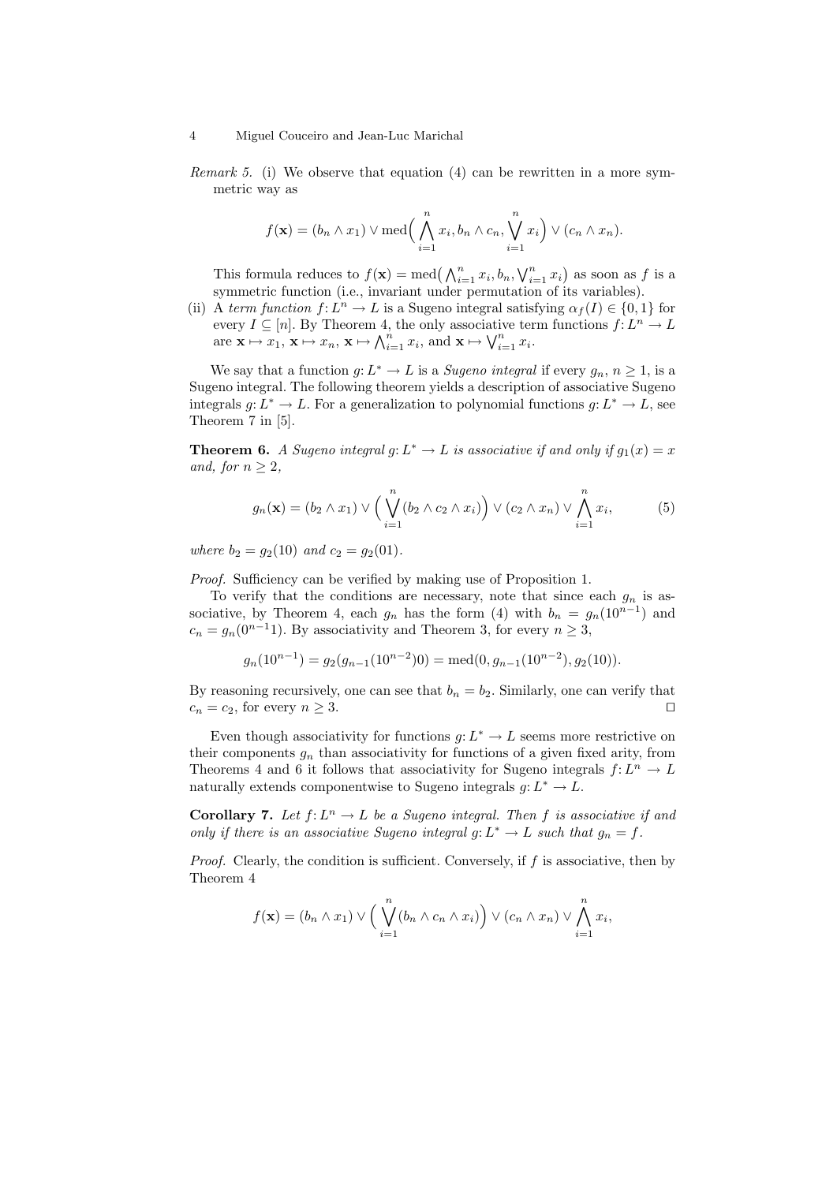*Remark 5.* (i) We observe that equation (4) can be rewritten in a more symmetric way as

$$f(\mathbf{x}) = (b_n \wedge x_1) \vee \mathrm{med}\Big(\bigwedge_{i=1}^n x_i, b_n \wedge c_n, \bigvee_{i=1}^n x_i\Big) \vee (c_n \wedge x_n).$$

This formula reduces to $f(\mathbf{x}) = \mathrm{med}\big(\bigwedge_{i=1}^n x_i, b_n, \bigvee_{i=1}^n x_i\big)$ as soon as $f$ is a symmetric function (i.e., invariant under permutation of its variables).

(ii) A *term function* $f\colon L^n \to L$ is a Sugeno integral satisfying $\alpha_f(I) \in \{0,1\}$ for every $I \subseteq [n]$. By Theorem 4, the only associative term functions $f\colon L^n \to L$ are $\mathbf{x} \mapsto x_1$, $\mathbf{x} \mapsto x_n$, $\mathbf{x} \mapsto \bigwedge_{i=1}^n x_i$, and $\mathbf{x} \mapsto \bigvee_{i=1}^n x_i$.

We say that a function $g\colon L^* \to L$ is a *Sugeno integral* if every $g_n$, $n \geq 1$, is a Sugeno integral. The following theorem yields a description of associative Sugeno integrals $g\colon L^* \to L$. For a generalization to polynomial functions $g\colon L^* \to L$, see Theorem 7 in [5].

**Theorem 6.** *A Sugeno integral $g\colon L^* \to L$ is associative if and only if $g_1(x) = x$ and, for $n \geq 2$,*

$$g_n(\mathbf{x}) = (b_2 \wedge x_1) \vee \Big(\bigvee_{i=1}^n (b_2 \wedge c_2 \wedge x_i)\Big) \vee (c_2 \wedge x_n) \vee \bigwedge_{i=1}^n x_i, \tag{5}$$

*where $b_2 = g_2(10)$ and $c_2 = g_2(01)$.*

*Proof.* Sufficiency can be verified by making use of Proposition 1.

To verify that the conditions are necessary, note that since each $g_n$ is associative, by Theorem 4, each $g_n$ has the form (4) with $b_n = g_n(10^{n-1})$ and $c_n = g_n(0^{n-1}1)$. By associativity and Theorem 3, for every $n \geq 3$,

$$g_n(10^{n-1}) = g_2(g_{n-1}(10^{n-2})0) = \mathrm{med}(0, g_{n-1}(10^{n-2}), g_2(10)).$$

By reasoning recursively, one can see that $b_n = b_2$. Similarly, one can verify that $c_n = c_2$, for every $n \geq 3$. $\square$

Even though associativity for functions $g\colon L^* \to L$ seems more restrictive on their components $g_n$ than associativity for functions of a given fixed arity, from Theorems 4 and 6 it follows that associativity for Sugeno integrals $f\colon L^n \to L$ naturally extends componentwise to Sugeno integrals $g\colon L^* \to L$.

**Corollary 7.** *Let $f\colon L^n \to L$ be a Sugeno integral. Then $f$ is associative if and only if there is an associative Sugeno integral $g\colon L^* \to L$ such that $g_n = f$.*

*Proof.* Clearly, the condition is sufficient. Conversely, if $f$ is associative, then by Theorem 4

$$f(\mathbf{x}) = (b_n \wedge x_1) \vee \Big(\bigvee_{i=1}^n (b_n \wedge c_n \wedge x_i)\Big) \vee (c_n \wedge x_n) \vee \bigwedge_{i=1}^n x_i,$$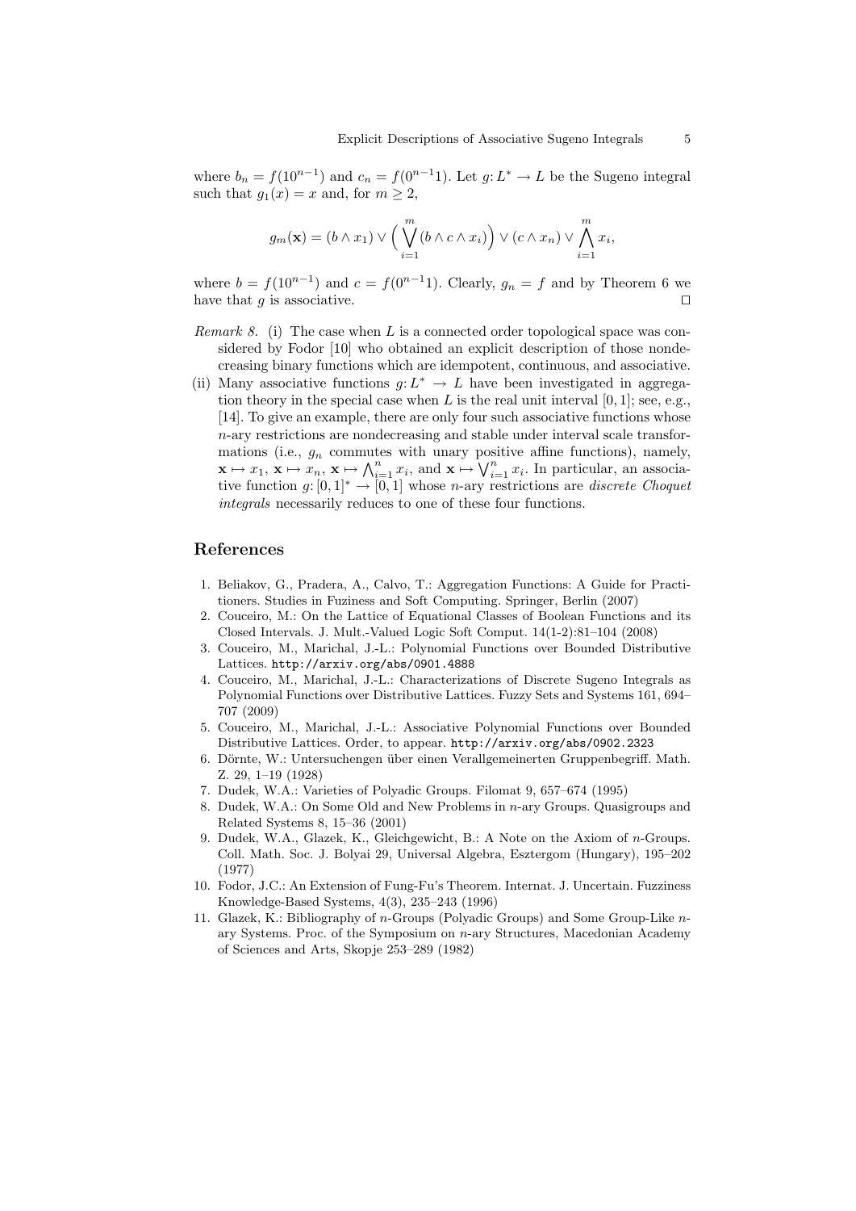where $b_n = f(10^{n-1})$ and $c_n = f(0^{n-1}1)$. Let $g\colon L^* \to L$ be the Sugeno integral such that $g_1(x) = x$ and, for $m \geq 2$,

$$g_m(\mathbf{x}) = (b \wedge x_1) \vee \Big( \bigvee_{i=1}^{m} (b \wedge c \wedge x_i) \Big) \vee (c \wedge x_n) \vee \bigwedge_{i=1}^{m} x_i,$$

where $b = f(10^{n-1})$ and $c = f(0^{n-1}1)$. Clearly, $g_n = f$ and by Theorem 6 we have that $g$ is associative. □

*Remark 8.* (i) The case when $L$ is a connected order topological space was considered by Fodor [10] who obtained an explicit description of those nondecreasing binary functions which are idempotent, continuous, and associative.

(ii) Many associative functions $g\colon L^* \to L$ have been investigated in aggregation theory in the special case when $L$ is the real unit interval $[0,1]$; see, e.g., [14]. To give an example, there are only four such associative functions whose $n$-ary restrictions are nondecreasing and stable under interval scale transformations (i.e., $g_n$ commutes with unary positive affine functions), namely, $\mathbf{x} \mapsto x_1$, $\mathbf{x} \mapsto x_n$, $\mathbf{x} \mapsto \bigwedge_{i=1}^{n} x_i$, and $\mathbf{x} \mapsto \bigvee_{i=1}^{n} x_i$. In particular, an associative function $g\colon [0,1]^* \to [0,1]$ whose $n$-ary restrictions are *discrete Choquet integrals* necessarily reduces to one of these four functions.

## References

1. Beliakov, G., Pradera, A., Calvo, T.: Aggregation Functions: A Guide for Practitioners. Studies in Fuziness and Soft Computing. Springer, Berlin (2007)
2. Couceiro, M.: On the Lattice of Equational Classes of Boolean Functions and its Closed Intervals. J. Mult.-Valued Logic Soft Comput. 14(1-2):81–104 (2008)
3. Couceiro, M., Marichal, J.-L.: Polynomial Functions over Bounded Distributive Lattices. `http://arxiv.org/abs/0901.4888`
4. Couceiro, M., Marichal, J.-L.: Characterizations of Discrete Sugeno Integrals as Polynomial Functions over Distributive Lattices. Fuzzy Sets and Systems 161, 694–707 (2009)
5. Couceiro, M., Marichal, J.-L.: Associative Polynomial Functions over Bounded Distributive Lattices. Order, to appear. `http://arxiv.org/abs/0902.2323`
6. Dörnte, W.: Untersuchengen über einen Verallgemeinerten Gruppenbegriff. Math. Z. 29, 1–19 (1928)
7. Dudek, W.A.: Varieties of Polyadic Groups. Filomat 9, 657–674 (1995)
8. Dudek, W.A.: On Some Old and New Problems in $n$-ary Groups. Quasigroups and Related Systems 8, 15–36 (2001)
9. Dudek, W.A., Glazek, K., Gleichgewicht, B.: A Note on the Axiom of $n$-Groups. Coll. Math. Soc. J. Bolyai 29, Universal Algebra, Esztergom (Hungary), 195–202 (1977)
10. Fodor, J.C.: An Extension of Fung-Fu's Theorem. Internat. J. Uncertain. Fuzziness Knowledge-Based Systems, 4(3), 235–243 (1996)
11. Glazek, K.: Bibliography of $n$-Groups (Polyadic Groups) and Some Group-Like $n$-ary Systems. Proc. of the Symposium on $n$-ary Structures, Macedonian Academy of Sciences and Arts, Skopje 253–289 (1982)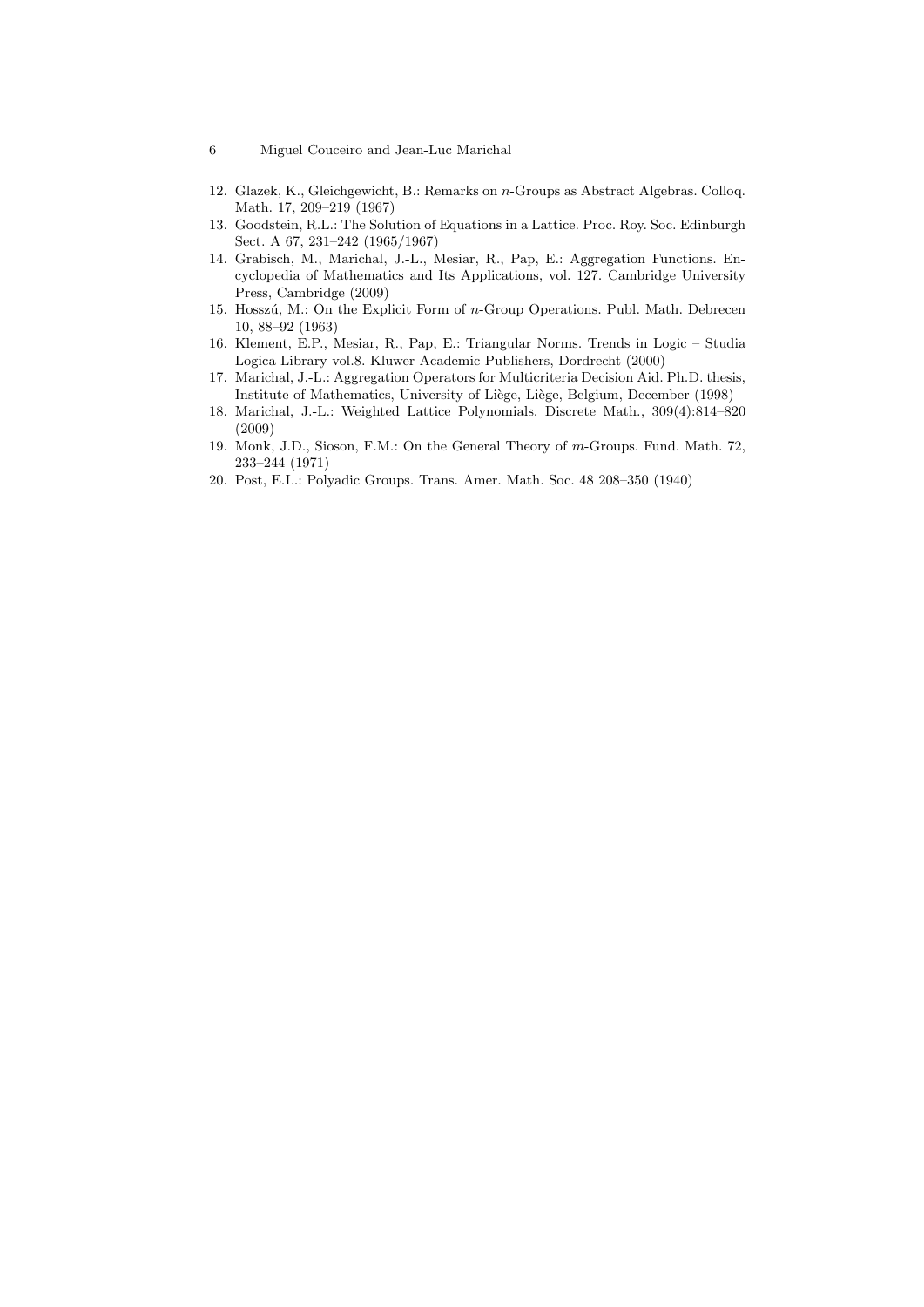12. Glazek, K., Gleichgewicht, B.: Remarks on $n$-Groups as Abstract Algebras. Colloq. Math. 17, 209–219 (1967)
13. Goodstein, R.L.: The Solution of Equations in a Lattice. Proc. Roy. Soc. Edinburgh Sect. A 67, 231–242 (1965/1967)
14. Grabisch, M., Marichal, J.-L., Mesiar, R., Pap, E.: Aggregation Functions. Encyclopedia of Mathematics and Its Applications, vol. 127. Cambridge University Press, Cambridge (2009)
15. Hosszú, M.: On the Explicit Form of $n$-Group Operations. Publ. Math. Debrecen 10, 88–92 (1963)
16. Klement, E.P., Mesiar, R., Pap, E.: Triangular Norms. Trends in Logic – Studia Logica Library vol.8. Kluwer Academic Publishers, Dordrecht (2000)
17. Marichal, J.-L.: Aggregation Operators for Multicriteria Decision Aid. Ph.D. thesis, Institute of Mathematics, University of Liège, Liège, Belgium, December (1998)
18. Marichal, J.-L.: Weighted Lattice Polynomials. Discrete Math., 309(4):814–820 (2009)
19. Monk, J.D., Sioson, F.M.: On the General Theory of $m$-Groups. Fund. Math. 72, 233–244 (1971)
20. Post, E.L.: Polyadic Groups. Trans. Amer. Math. Soc. 48 208–350 (1940)